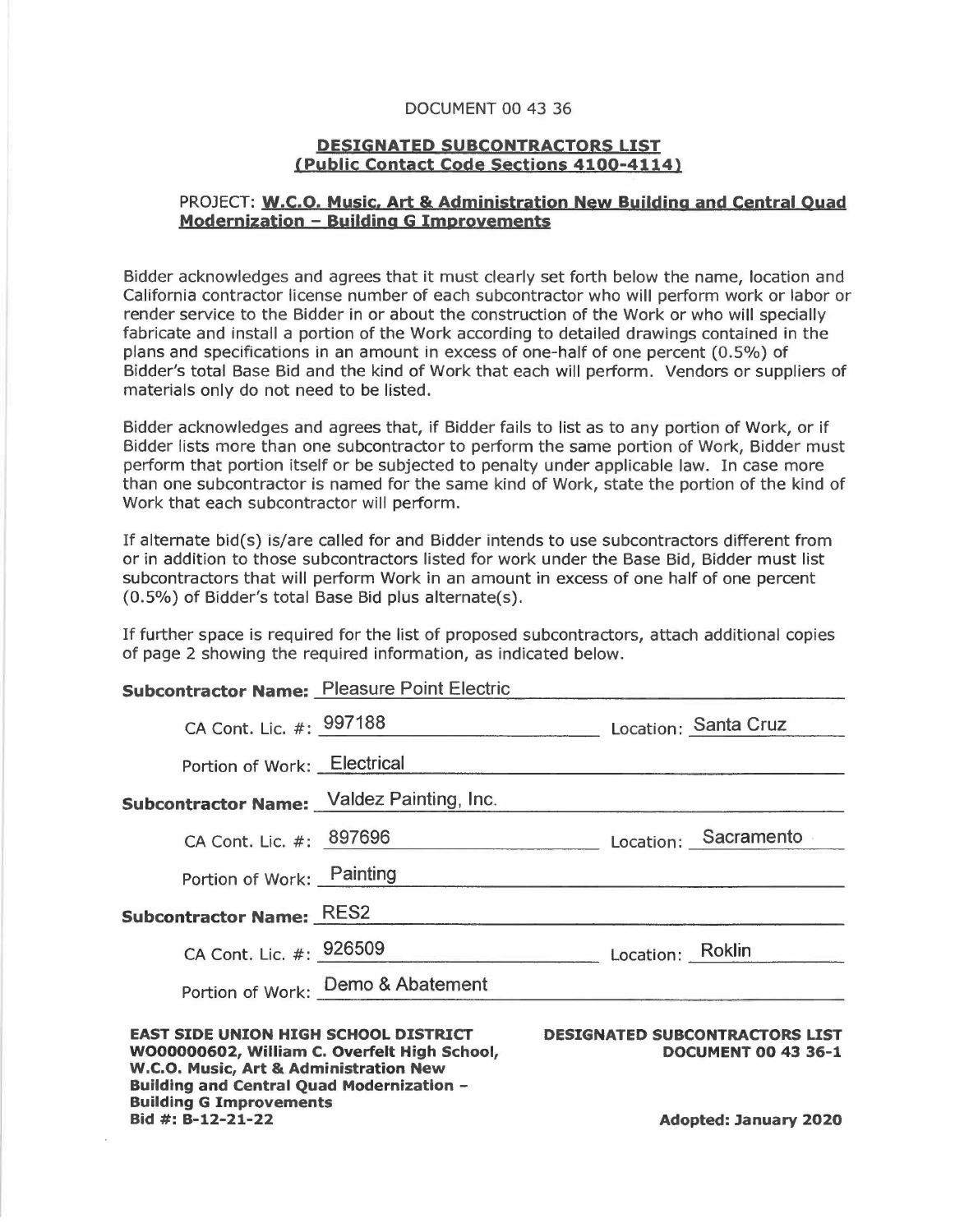DOCUMENT 00 43 36

## DESIGNATED SUBCONTRACTORS LIST
## (Public Contact Code Sections 4100-4114)

PROJECT: **W.C.O. Music, Art & Administration New Building and Central Quad Modernization – Building G Improvements**

Bidder acknowledges and agrees that it must clearly set forth below the name, location and California contractor license number of each subcontractor who will perform work or labor or render service to the Bidder in or about the construction of the Work or who will specially fabricate and install a portion of the Work according to detailed drawings contained in the plans and specifications in an amount in excess of one-half of one percent (0.5%) of Bidder's total Base Bid and the kind of Work that each will perform. Vendors or suppliers of materials only do not need to be listed.

Bidder acknowledges and agrees that, if Bidder fails to list as to any portion of Work, or if Bidder lists more than one subcontractor to perform the same portion of Work, Bidder must perform that portion itself or be subjected to penalty under applicable law. In case more than one subcontractor is named for the same kind of Work, state the portion of the kind of Work that each subcontractor will perform.

If alternate bid(s) is/are called for and Bidder intends to use subcontractors different from or in addition to those subcontractors listed for work under the Base Bid, Bidder must list subcontractors that will perform Work in an amount in excess of one half of one percent (0.5%) of Bidder's total Base Bid plus alternate(s).

If further space is required for the list of proposed subcontractors, attach additional copies of page 2 showing the required information, as indicated below.

**Subcontractor Name:** Pleasure Point Electric

CA Cont. Lic. #: 997188 Location: Santa Cruz

Portion of Work: Electrical

**Subcontractor Name:** Valdez Painting, Inc.

CA Cont. Lic. #: 897696 Location: Sacramento

Portion of Work: Painting

**Subcontractor Name:** RES2

CA Cont. Lic. #: 926509 Location: Roklin

Portion of Work: Demo & Abatement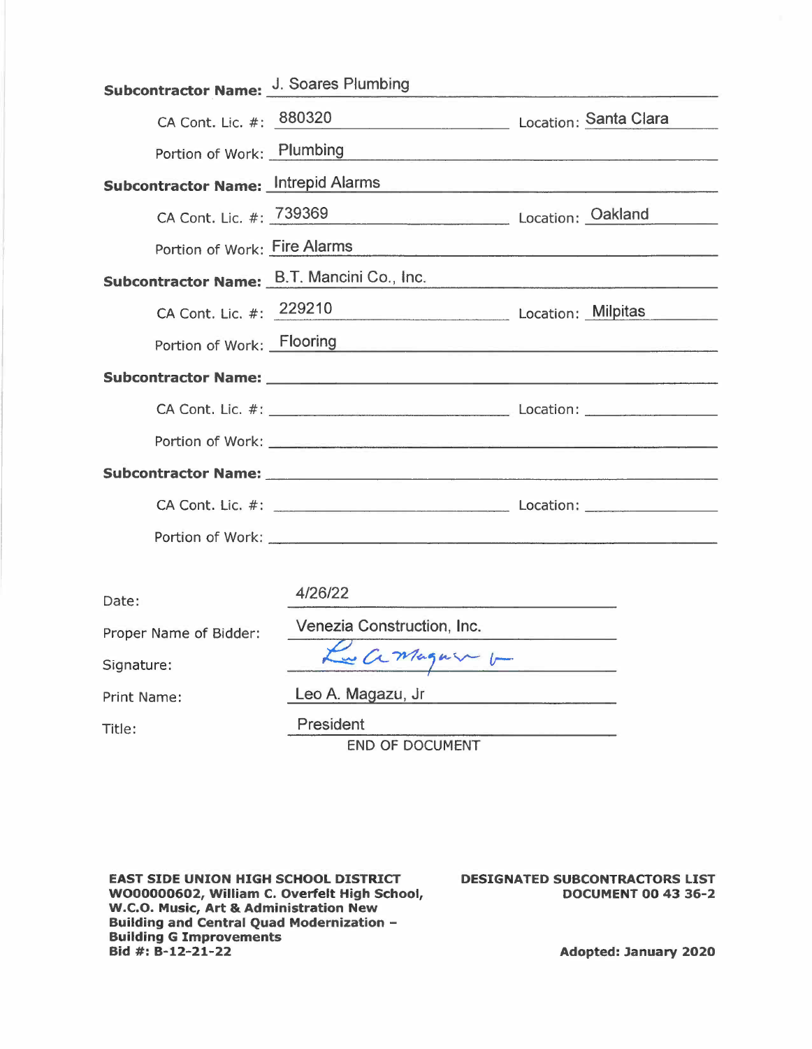**Subcontractor Name:** J. Soares Plumbing

CA Cont. Lic. #: 880320 Location: Santa Clara

Portion of Work: Plumbing

**Subcontractor Name:** Intrepid Alarms

CA Cont. Lic. #: 739369 Location: Oakland

Portion of Work: Fire Alarms

**Subcontractor Name:** B.T. Mancini Co., Inc.

CA Cont. Lic. #: 229210 Location: Milpitas

Portion of Work: Flooring

**Subcontractor Name:** ______________________

CA Cont. Lic. #: ______________________ Location: ______________

Portion of Work: ______________________

**Subcontractor Name:** ______________________

CA Cont. Lic. #: ______________________ Location: ______________

Portion of Work: ______________________

Date: 4/26/22

Proper Name of Bidder: Venezia Construction, Inc.

Signature: [signature]

Print Name: Leo A. Magazu, Jr

Title: President

END OF DOCUMENT

**EAST SIDE UNION HIGH SCHOOL DISTRICT**
**WO00000602, William C. Overfelt High School, W.C.O. Music, Art & Administration New Building and Central Quad Modernization – Building G Improvements**
**Bid #: B-12-21-22**

**DESIGNATED SUBCONTRACTORS LIST**
**DOCUMENT 00 43 36-2**

**Adopted: January 2020**